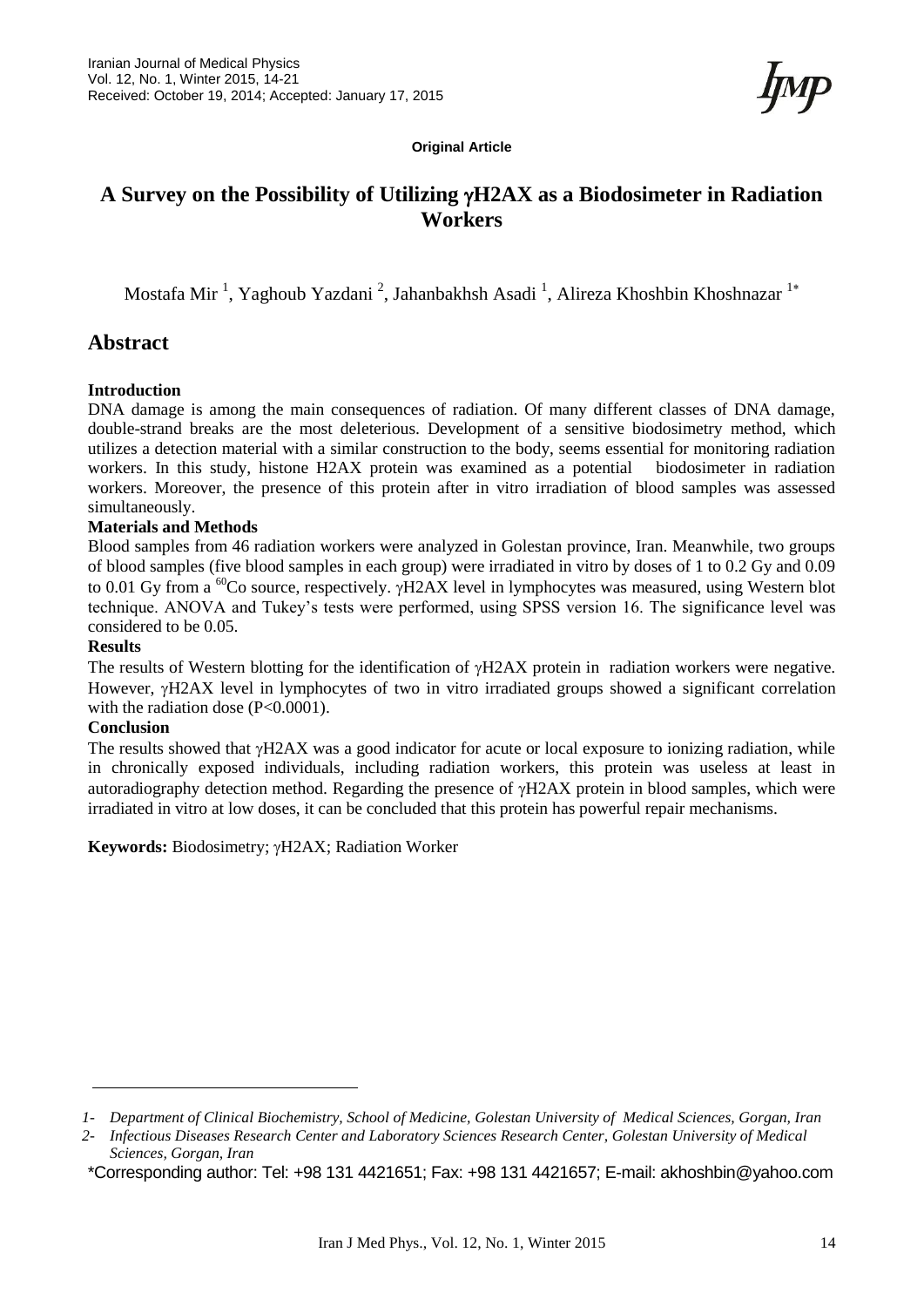Original Article

# A Survey on the Possibility of Utilizing γH2AX as a Biodosimeter in Radiation Workers

Mostafa Mir [1], Yaghoub Yazdani [2], Jahanbakhsh Asadi [1], Alireza Khoshbin Khoshnazar [1*]

## Abstract

### Introduction

DNA damage is among the main consequences of radiation. Of many different classes of DNA damage, double-strand breaks are the most deleterious. Development of a sensitive biodosimetry method, which utilizes a detection material with a similar construction to the body, seems essential for monitoring radiation workers. In this study, histone H2AX protein was examined as a potential biodosimeter in radiation workers. Moreover, the presence of this protein after in vitro irradiation of blood samples was assessed simultaneously.

### Materials and Methods

Blood samples from 46 radiation workers were analyzed in Golestan province, Iran. Meanwhile, two groups of blood samples (five blood samples in each group) were irradiated in vitro by doses of 1 to 0.2 Gy and 0.09 to 0.01 Gy from a $^{60}Co$ source, respectively. γH2AX level in lymphocytes was measured, using Western blot technique. ANOVA and Tukey's tests were performed, using SPSS version 16. The significance level was considered to be 0.05.

### Results

The results of Western blotting for the identification of γH2AX protein in radiation workers were negative. However, γH2AX level in lymphocytes of two in vitro irradiated groups showed a significant correlation with the radiation dose ($P<0.0001$).

### Conclusion

The results showed that γH2AX was a good indicator for acute or local exposure to ionizing radiation, while in chronically exposed individuals, including radiation workers, this protein was useless at least in autoradiography detection method. Regarding the presence of γH2AX protein in blood samples, which were irradiated in vitro at low doses, it can be concluded that this protein has powerful repair mechanisms.

**Keywords:** Biodosimetry; γH2AX; Radiation Worker

---

*1- Department of Clinical Biochemistry, School of Medicine, Golestan University of Medical Sciences, Gorgan, Iran*

*2- Infectious Diseases Research Center and Laboratory Sciences Research Center, Golestan University of Medical Sciences, Gorgan, Iran*

*Corresponding author: Tel: +98 131 4421651; Fax: +98 131 4421657; E-mail: akhoshbin@yahoo.com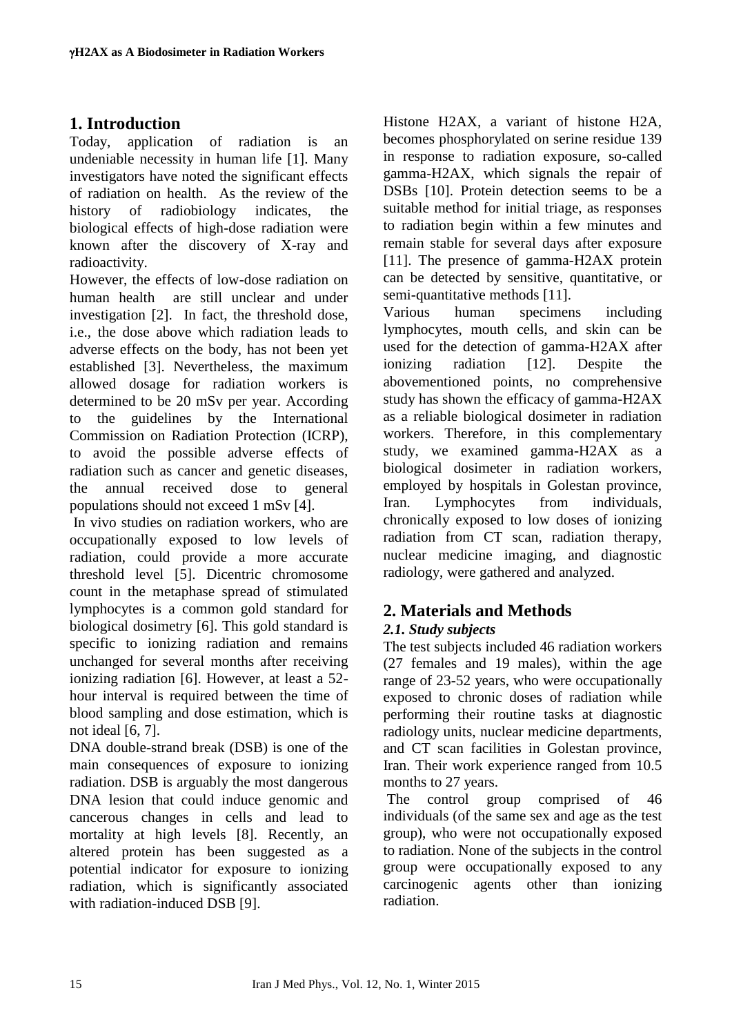## 1. Introduction

Today, application of radiation is an undeniable necessity in human life [1]. Many investigators have noted the significant effects of radiation on health. As the review of the history of radiobiology indicates, the biological effects of high-dose radiation were known after the discovery of X-ray and radioactivity.

However, the effects of low-dose radiation on human health are still unclear and under investigation [2]. In fact, the threshold dose, i.e., the dose above which radiation leads to adverse effects on the body, has not been yet established [3]. Nevertheless, the maximum allowed dosage for radiation workers is determined to be 20 mSv per year. According to the guidelines by the International Commission on Radiation Protection (ICRP), to avoid the possible adverse effects of radiation such as cancer and genetic diseases, the annual received dose to general populations should not exceed 1 mSv [4].

In vivo studies on radiation workers, who are occupationally exposed to low levels of radiation, could provide a more accurate threshold level [5]. Dicentric chromosome count in the metaphase spread of stimulated lymphocytes is a common gold standard for biological dosimetry [6]. This gold standard is specific to ionizing radiation and remains unchanged for several months after receiving ionizing radiation [6]. However, at least a 52-hour interval is required between the time of blood sampling and dose estimation, which is not ideal [6, 7].

DNA double-strand break (DSB) is one of the main consequences of exposure to ionizing radiation. DSB is arguably the most dangerous DNA lesion that could induce genomic and cancerous changes in cells and lead to mortality at high levels [8]. Recently, an altered protein has been suggested as a potential indicator for exposure to ionizing radiation, which is significantly associated with radiation-induced DSB [9].

Histone H2AX, a variant of histone H2A, becomes phosphorylated on serine residue 139 in response to radiation exposure, so-called gamma-H2AX, which signals the repair of DSBs [10]. Protein detection seems to be a suitable method for initial triage, as responses to radiation begin within a few minutes and remain stable for several days after exposure [11]. The presence of gamma-H2AX protein can be detected by sensitive, quantitative, or semi-quantitative methods [11].

Various human specimens including lymphocytes, mouth cells, and skin can be used for the detection of gamma-H2AX after ionizing radiation [12]. Despite the abovementioned points, no comprehensive study has shown the efficacy of gamma-H2AX as a reliable biological dosimeter in radiation workers. Therefore, in this complementary study, we examined gamma-H2AX as a biological dosimeter in radiation workers, employed by hospitals in Golestan province, Iran. Lymphocytes from individuals, chronically exposed to low doses of ionizing radiation from CT scan, radiation therapy, nuclear medicine imaging, and diagnostic radiology, were gathered and analyzed.

## 2. Materials and Methods

### *2.1. Study subjects*

The test subjects included 46 radiation workers (27 females and 19 males), within the age range of 23-52 years, who were occupationally exposed to chronic doses of radiation while performing their routine tasks at diagnostic radiology units, nuclear medicine departments, and CT scan facilities in Golestan province, Iran. Their work experience ranged from 10.5 months to 27 years.

The control group comprised of 46 individuals (of the same sex and age as the test group), who were not occupationally exposed to radiation. None of the subjects in the control group were occupationally exposed to any carcinogenic agents other than ionizing radiation.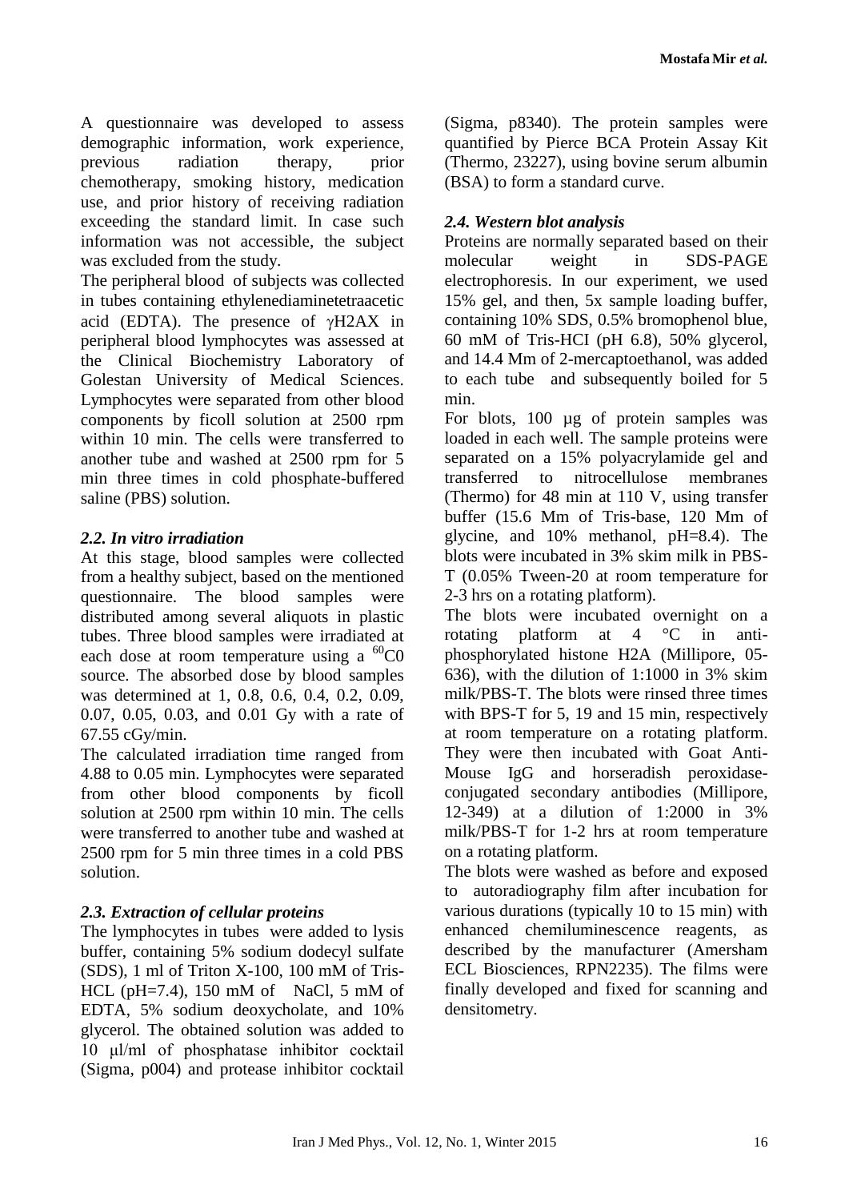A questionnaire was developed to assess demographic information, work experience, previous radiation therapy, prior chemotherapy, smoking history, medication use, and prior history of receiving radiation exceeding the standard limit. In case such information was not accessible, the subject was excluded from the study.

The peripheral blood of subjects was collected in tubes containing ethylenediaminetetraacetic acid (EDTA). The presence of γH2AX in peripheral blood lymphocytes was assessed at the Clinical Biochemistry Laboratory of Golestan University of Medical Sciences. Lymphocytes were separated from other blood components by ficoll solution at 2500 rpm within 10 min. The cells were transferred to another tube and washed at 2500 rpm for 5 min three times in cold phosphate-buffered saline (PBS) solution.

### *2.2. In vitro irradiation*

At this stage, blood samples were collected from a healthy subject, based on the mentioned questionnaire. The blood samples were distributed among several aliquots in plastic tubes. Three blood samples were irradiated at each dose at room temperature using a $^{60}$C0 source. The absorbed dose by blood samples was determined at 1, 0.8, 0.6, 0.4, 0.2, 0.09, 0.07, 0.05, 0.03, and 0.01 Gy with a rate of 67.55 cGy/min.

The calculated irradiation time ranged from 4.88 to 0.05 min. Lymphocytes were separated from other blood components by ficoll solution at 2500 rpm within 10 min. The cells were transferred to another tube and washed at 2500 rpm for 5 min three times in a cold PBS solution.

### *2.3. Extraction of cellular proteins*

The lymphocytes in tubes were added to lysis buffer, containing 5% sodium dodecyl sulfate (SDS), 1 ml of Triton X-100, 100 mM of Tris-HCL (pH=7.4), 150 mM of NaCl, 5 mM of EDTA, 5% sodium deoxycholate, and 10% glycerol. The obtained solution was added to 10 μl/ml of phosphatase inhibitor cocktail (Sigma, p004) and protease inhibitor cocktail (Sigma, p8340). The protein samples were quantified by Pierce BCA Protein Assay Kit (Thermo, 23227), using bovine serum albumin (BSA) to form a standard curve.

### *2.4. Western blot analysis*

Proteins are normally separated based on their molecular weight in SDS-PAGE electrophoresis. In our experiment, we used 15% gel, and then, 5x sample loading buffer, containing 10% SDS, 0.5% bromophenol blue, 60 mM of Tris-HCI (pH 6.8), 50% glycerol, and 14.4 Mm of 2-mercaptoethanol, was added to each tube and subsequently boiled for 5 min.

For blots, 100 µg of protein samples was loaded in each well. The sample proteins were separated on a 15% polyacrylamide gel and transferred to nitrocellulose membranes (Thermo) for 48 min at 110 V, using transfer buffer (15.6 Mm of Tris-base, 120 Mm of glycine, and 10% methanol, pH=8.4). The blots were incubated in 3% skim milk in PBS-T (0.05% Tween-20 at room temperature for 2-3 hrs on a rotating platform).

The blots were incubated overnight on a rotating platform at 4 °C in anti-phosphorylated histone H2A (Millipore, 05-636), with the dilution of 1:1000 in 3% skim milk/PBS-T. The blots were rinsed three times with BPS-T for 5, 19 and 15 min, respectively at room temperature on a rotating platform. They were then incubated with Goat Anti-Mouse IgG and horseradish peroxidase-conjugated secondary antibodies (Millipore, 12-349) at a dilution of 1:2000 in 3% milk/PBS-T for 1-2 hrs at room temperature on a rotating platform.

The blots were washed as before and exposed to autoradiography film after incubation for various durations (typically 10 to 15 min) with enhanced chemiluminescence reagents, as described by the manufacturer (Amersham ECL Biosciences, RPN2235). The films were finally developed and fixed for scanning and densitometry.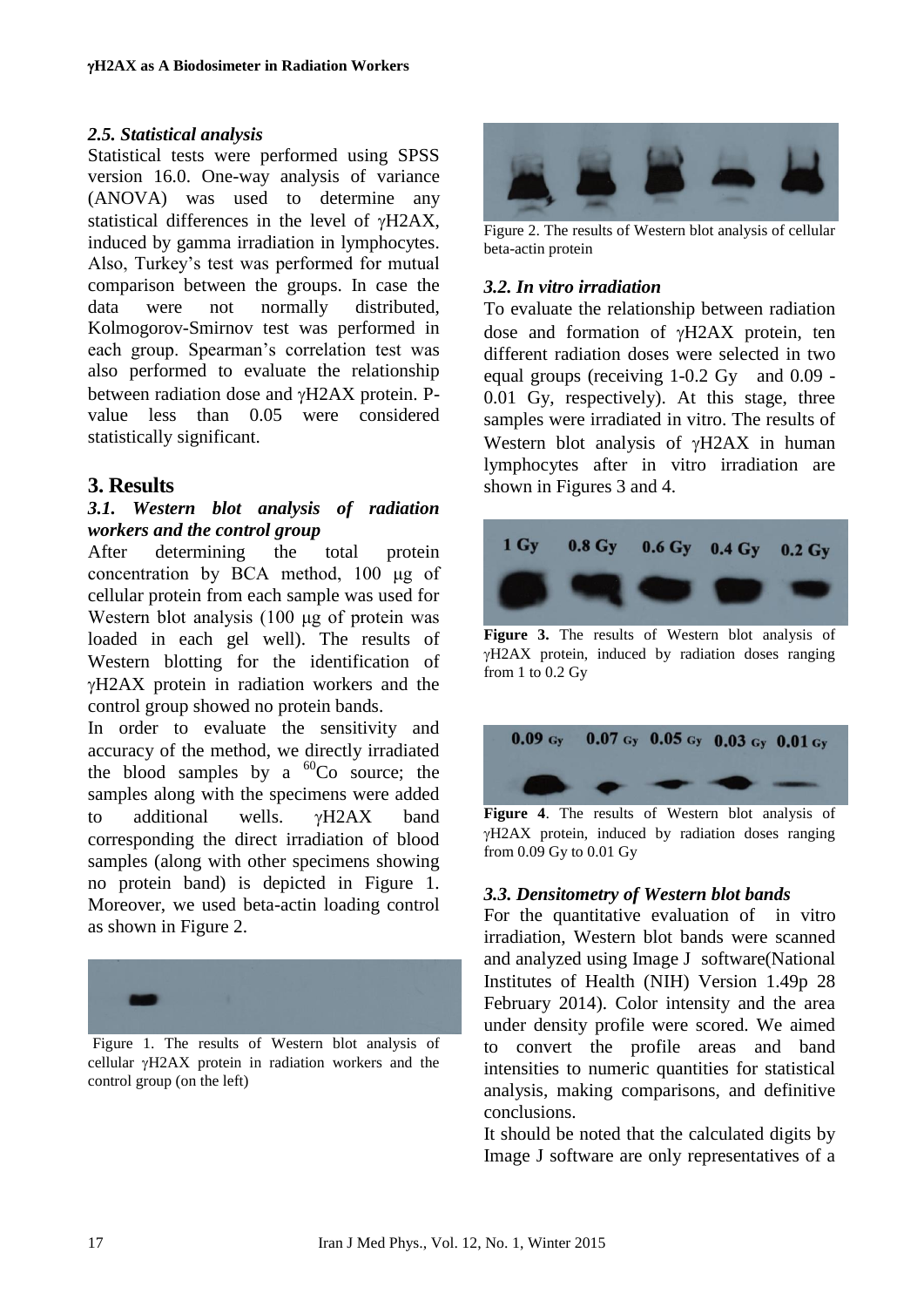### 2.5. Statistical analysis

Statistical tests were performed using SPSS version 16.0. One-way analysis of variance (ANOVA) was used to determine any statistical differences in the level of γH2AX, induced by gamma irradiation in lymphocytes. Also, Turkey's test was performed for mutual comparison between the groups. In case the data were not normally distributed, Kolmogorov-Smirnov test was performed in each group. Spearman's correlation test was also performed to evaluate the relationship between radiation dose and γH2AX protein. P-value less than 0.05 were considered statistically significant.

## 3. Results

### 3.1. Western blot analysis of radiation workers and the control group

After determining the total protein concentration by BCA method, 100 μg of cellular protein from each sample was used for Western blot analysis (100 μg of protein was loaded in each gel well). The results of Western blotting for the identification of γH2AX protein in radiation workers and the control group showed no protein bands.

In order to evaluate the sensitivity and accuracy of the method, we directly irradiated the blood samples by a $^{60}Co$ source; the samples along with the specimens were added to additional wells. γH2AX band corresponding the direct irradiation of blood samples (along with other specimens showing no protein band) is depicted in Figure 1. Moreover, we used beta-actin loading control as shown in Figure 2.

Figure 1. The results of Western blot analysis of cellular γH2AX protein in radiation workers and the control group (on the left)

Figure 2. The results of Western blot analysis of cellular beta-actin protein

### 3.2. In vitro irradiation

To evaluate the relationship between radiation dose and formation of γH2AX protein, ten different radiation doses were selected in two equal groups (receiving 1-0.2 Gy and 0.09 - 0.01 Gy, respectively). At this stage, three samples were irradiated in vitro. The results of Western blot analysis of γH2AX in human lymphocytes after in vitro irradiation are shown in Figures 3 and 4.

**Figure 3.** The results of Western blot analysis of γH2AX protein, induced by radiation doses ranging from 1 to 0.2 Gy

**Figure 4**. The results of Western blot analysis of γH2AX protein, induced by radiation doses ranging from 0.09 Gy to 0.01 Gy

### 3.3. Densitometry of Western blot bands

For the quantitative evaluation of in vitro irradiation, Western blot bands were scanned and analyzed using Image J software(National Institutes of Health (NIH) Version 1.49p 28 February 2014). Color intensity and the area under density profile were scored. We aimed to convert the profile areas and band intensities to numeric quantities for statistical analysis, making comparisons, and definitive conclusions.

It should be noted that the calculated digits by Image J software are only representatives of a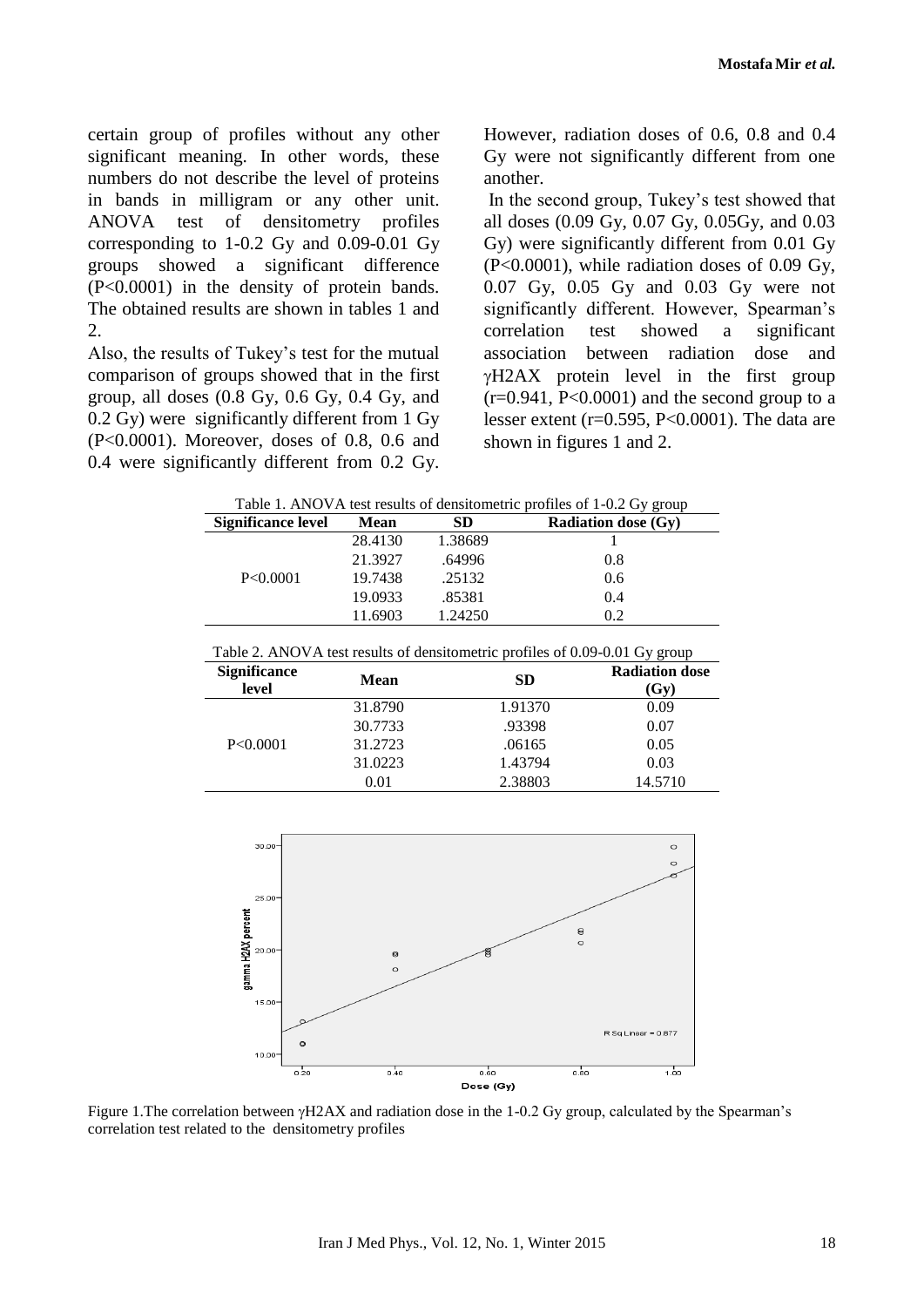certain group of profiles without any other significant meaning. In other words, these numbers do not describe the level of proteins in bands in milligram or any other unit. ANOVA test of densitometry profiles corresponding to 1-0.2 Gy and 0.09-0.01 Gy groups showed a significant difference (P<0.0001) in the density of protein bands. The obtained results are shown in tables 1 and 2.

Also, the results of Tukey's test for the mutual comparison of groups showed that in the first group, all doses (0.8 Gy, 0.6 Gy, 0.4 Gy, and 0.2 Gy) were significantly different from 1 Gy (P<0.0001). Moreover, doses of 0.8, 0.6 and 0.4 were significantly different from 0.2 Gy. However, radiation doses of 0.6, 0.8 and 0.4 Gy were not significantly different from one another.

In the second group, Tukey's test showed that all doses (0.09 Gy, 0.07 Gy, 0.05Gy, and 0.03 Gy) were significantly different from 0.01 Gy (P<0.0001), while radiation doses of 0.09 Gy, 0.07 Gy, 0.05 Gy and 0.03 Gy were not significantly different. However, Spearman's correlation test showed a significant association between radiation dose and γH2AX protein level in the first group (r=0.941, P<0.0001) and the second group to a lesser extent (r=0.595, P<0.0001). The data are shown in figures 1 and 2.

Table 1. ANOVA test results of densitometric profiles of 1-0.2 Gy group

| Significance level | Mean | SD | Radiation dose (Gy) |
|---|---|---|---|
| P<0.0001 | 28.4130 | 1.38689 | 1 |
| | 21.3927 | .64996 | 0.8 |
| | 19.7438 | .25132 | 0.6 |
| | 19.0933 | .85381 | 0.4 |
| | 11.6903 | 1.24250 | 0.2 |

Table 2. ANOVA test results of densitometric profiles of 0.09-0.01 Gy group

| Significance level | Mean | SD | Radiation dose (Gy) |
|---|---|---|---|
| P<0.0001 | 31.8790 | 1.91370 | 0.09 |
| | 30.7733 | .93398 | 0.07 |
| | 31.2723 | .06165 | 0.05 |
| | 31.0223 | 1.43794 | 0.03 |
| | 0.01 | 2.38803 | 14.5710 |

Figure 1.The correlation between γH2AX and radiation dose in the 1-0.2 Gy group, calculated by the Spearman's correlation test related to the densitometry profiles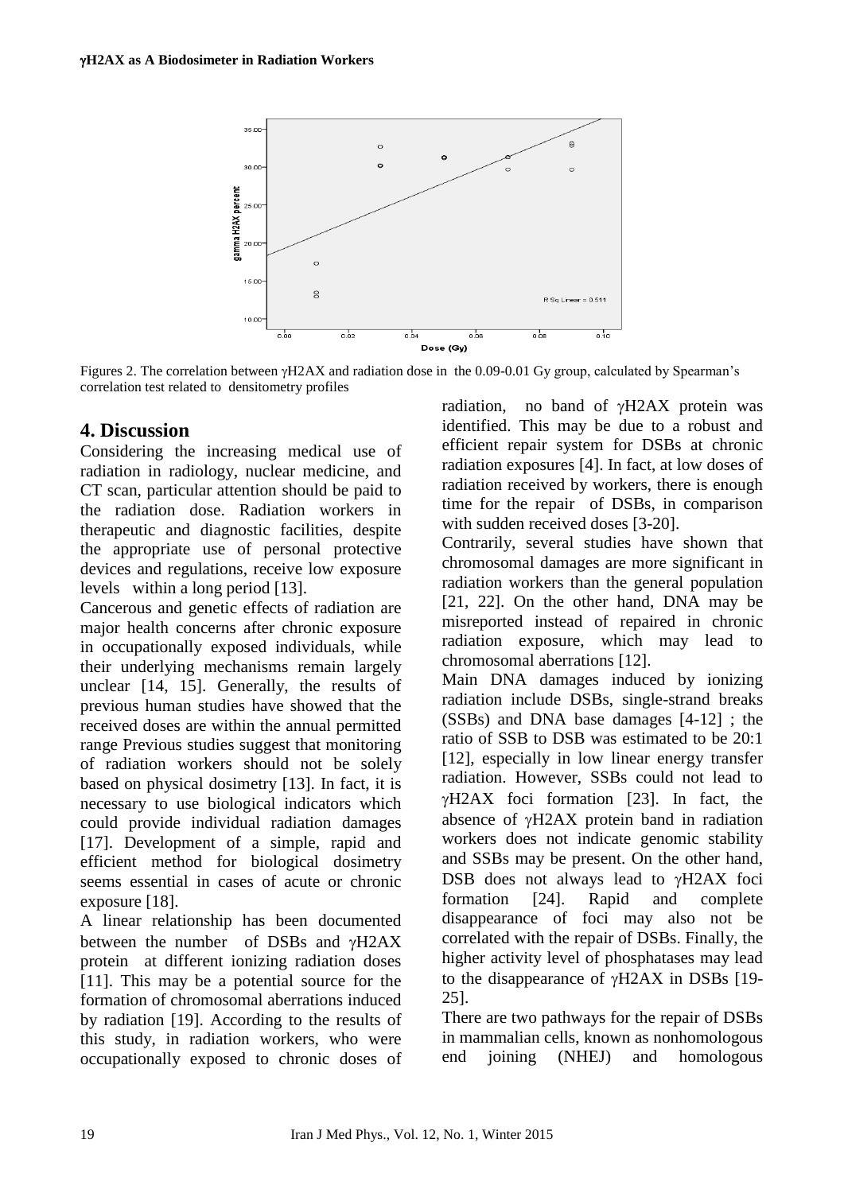Figures 2. The correlation between γH2AX and radiation dose in the 0.09-0.01 Gy group, calculated by Spearman's correlation test related to densitometry profiles

## 4. Discussion

Considering the increasing medical use of radiation in radiology, nuclear medicine, and CT scan, particular attention should be paid to the radiation dose. Radiation workers in therapeutic and diagnostic facilities, despite the appropriate use of personal protective devices and regulations, receive low exposure levels within a long period [13].

Cancerous and genetic effects of radiation are major health concerns after chronic exposure in occupationally exposed individuals, while their underlying mechanisms remain largely unclear [14, 15]. Generally, the results of previous human studies have showed that the received doses are within the annual permitted range Previous studies suggest that monitoring of radiation workers should not be solely based on physical dosimetry [13]. In fact, it is necessary to use biological indicators which could provide individual radiation damages [17]. Development of a simple, rapid and efficient method for biological dosimetry seems essential in cases of acute or chronic exposure [18].

A linear relationship has been documented between the number of DSBs and γH2AX protein at different ionizing radiation doses [11]. This may be a potential source for the formation of chromosomal aberrations induced by radiation [19]. According to the results of this study, in radiation workers, who were occupationally exposed to chronic doses of radiation, no band of γH2AX protein was identified. This may be due to a robust and efficient repair system for DSBs at chronic radiation exposures [4]. In fact, at low doses of radiation received by workers, there is enough time for the repair of DSBs, in comparison with sudden received doses [3-20].

Contrarily, several studies have shown that chromosomal damages are more significant in radiation workers than the general population [21, 22]. On the other hand, DNA may be misreported instead of repaired in chronic radiation exposure, which may lead to chromosomal aberrations [12].

Main DNA damages induced by ionizing radiation include DSBs, single-strand breaks (SSBs) and DNA base damages [4-12] ; the ratio of SSB to DSB was estimated to be 20:1 [12], especially in low linear energy transfer radiation. However, SSBs could not lead to γH2AX foci formation [23]. In fact, the absence of γH2AX protein band in radiation workers does not indicate genomic stability and SSBs may be present. On the other hand, DSB does not always lead to γH2AX foci formation [24]. Rapid and complete disappearance of foci may also not be correlated with the repair of DSBs. Finally, the higher activity level of phosphatases may lead to the disappearance of γH2AX in DSBs [19-25].

There are two pathways for the repair of DSBs in mammalian cells, known as nonhomologous end joining (NHEJ) and homologous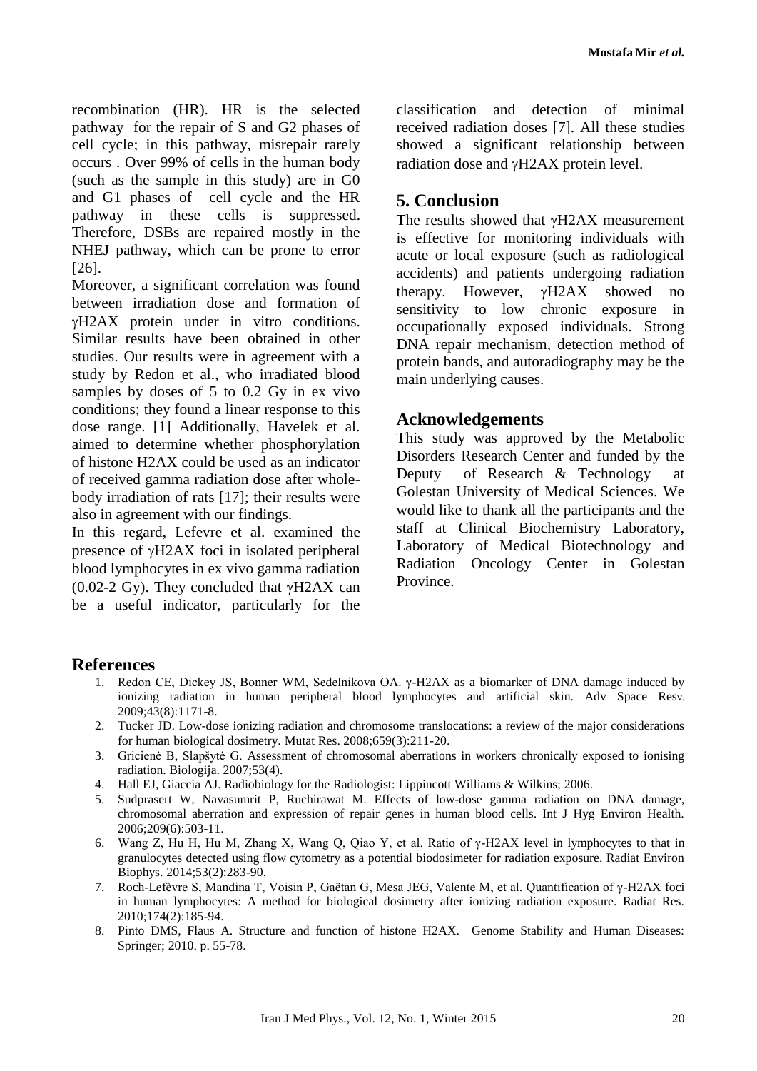recombination (HR). HR is the selected pathway for the repair of S and G2 phases of cell cycle; in this pathway, misrepair rarely occurs . Over 99% of cells in the human body (such as the sample in this study) are in G0 and G1 phases of cell cycle and the HR pathway in these cells is suppressed. Therefore, DSBs are repaired mostly in the NHEJ pathway, which can be prone to error [26].

Moreover, a significant correlation was found between irradiation dose and formation of γH2AX protein under in vitro conditions. Similar results have been obtained in other studies. Our results were in agreement with a study by Redon et al., who irradiated blood samples by doses of 5 to 0.2 Gy in ex vivo conditions; they found a linear response to this dose range. [1] Additionally, Havelek et al. aimed to determine whether phosphorylation of histone H2AX could be used as an indicator of received gamma radiation dose after whole-body irradiation of rats [17]; their results were also in agreement with our findings.

In this regard, Lefevre et al. examined the presence of γH2AX foci in isolated peripheral blood lymphocytes in ex vivo gamma radiation (0.02-2 Gy). They concluded that γH2AX can be a useful indicator, particularly for the classification and detection of minimal received radiation doses [7]. All these studies showed a significant relationship between radiation dose and γH2AX protein level.

## 5. Conclusion

The results showed that γH2AX measurement is effective for monitoring individuals with acute or local exposure (such as radiological accidents) and patients undergoing radiation therapy. However, γH2AX showed no sensitivity to low chronic exposure in occupationally exposed individuals. Strong DNA repair mechanism, detection method of protein bands, and autoradiography may be the main underlying causes.

## Acknowledgements

This study was approved by the Metabolic Disorders Research Center and funded by the Deputy of Research & Technology at Golestan University of Medical Sciences. We would like to thank all the participants and the staff at Clinical Biochemistry Laboratory, Laboratory of Medical Biotechnology and Radiation Oncology Center in Golestan Province.

## References

1. Redon CE, Dickey JS, Bonner WM, Sedelnikova OA. γ-H2AX as a biomarker of DNA damage induced by ionizing radiation in human peripheral blood lymphocytes and artificial skin. Adv Space Resv. 2009;43(8):1171-8.
2. Tucker JD. Low-dose ionizing radiation and chromosome translocations: a review of the major considerations for human biological dosimetry. Mutat Res. 2008;659(3):211-20.
3. Gricienė B, Slapšytė G. Assessment of chromosomal aberrations in workers chronically exposed to ionising radiation. Biologija. 2007;53(4).
4. Hall EJ, Giaccia AJ. Radiobiology for the Radiologist: Lippincott Williams & Wilkins; 2006.
5. Sudprasert W, Navasumrit P, Ruchirawat M. Effects of low-dose gamma radiation on DNA damage, chromosomal aberration and expression of repair genes in human blood cells. Int J Hyg Environ Health. 2006;209(6):503-11.
6. Wang Z, Hu H, Hu M, Zhang X, Wang Q, Qiao Y, et al. Ratio of γ-H2AX level in lymphocytes to that in granulocytes detected using flow cytometry as a potential biodosimeter for radiation exposure. Radiat Environ Biophys. 2014;53(2):283-90.
7. Roch-Lefèvre S, Mandina T, Voisin P, Gaëtan G, Mesa JEG, Valente M, et al. Quantification of γ-H2AX foci in human lymphocytes: A method for biological dosimetry after ionizing radiation exposure. Radiat Res. 2010;174(2):185-94.
8. Pinto DMS, Flaus A. Structure and function of histone H2AX. Genome Stability and Human Diseases: Springer; 2010. p. 55-78.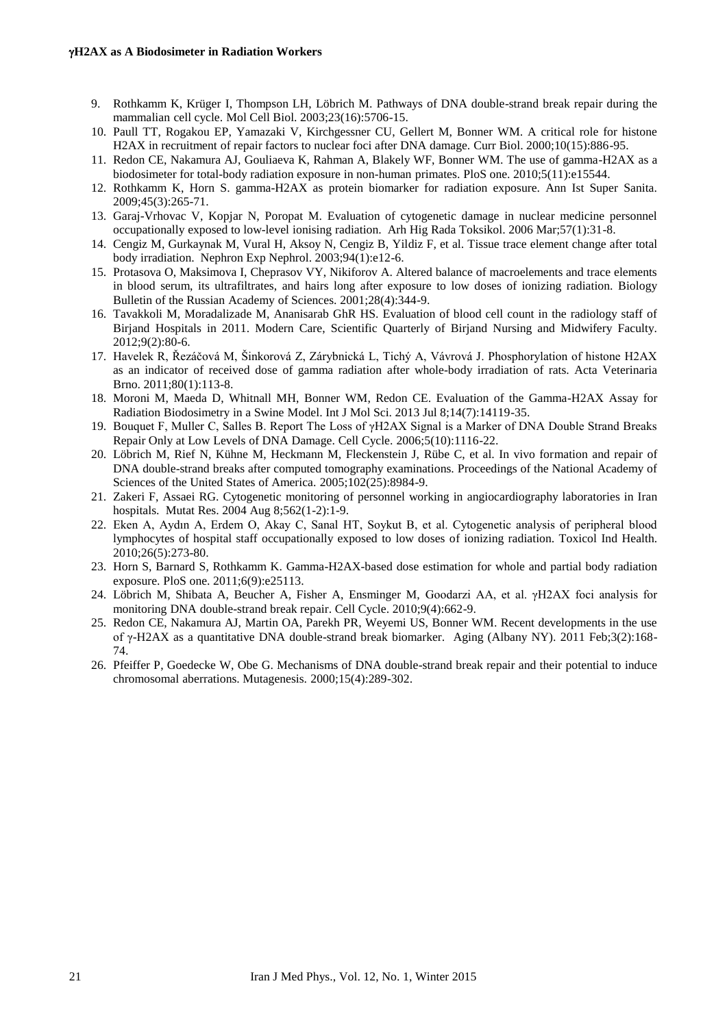9. Rothkamm K, Krüger I, Thompson LH, Löbrich M. Pathways of DNA double-strand break repair during the mammalian cell cycle. Mol Cell Biol. 2003;23(16):5706-15.
10. Paull TT, Rogakou EP, Yamazaki V, Kirchgessner CU, Gellert M, Bonner WM. A critical role for histone H2AX in recruitment of repair factors to nuclear foci after DNA damage. Curr Biol. 2000;10(15):886-95.
11. Redon CE, Nakamura AJ, Gouliaeva K, Rahman A, Blakely WF, Bonner WM. The use of gamma-H2AX as a biodosimeter for total-body radiation exposure in non-human primates. PloS one. 2010;5(11):e15544.
12. Rothkamm K, Horn S. gamma-H2AX as protein biomarker for radiation exposure. Ann Ist Super Sanita. 2009;45(3):265-71.
13. Garaj-Vrhovac V, Kopjar N, Poropat M. Evaluation of cytogenetic damage in nuclear medicine personnel occupationally exposed to low-level ionising radiation. Arh Hig Rada Toksikol. 2006 Mar;57(1):31-8.
14. Cengiz M, Gurkaynak M, Vural H, Aksoy N, Cengiz B, Yildiz F, et al. Tissue trace element change after total body irradiation. Nephron Exp Nephrol. 2003;94(1):e12-6.
15. Protasova O, Maksimova I, Cheprasov VY, Nikiforov A. Altered balance of macroelements and trace elements in blood serum, its ultrafiltrates, and hairs long after exposure to low doses of ionizing radiation. Biology Bulletin of the Russian Academy of Sciences. 2001;28(4):344-9.
16. Tavakkoli M, Moradalizade M, Ananisarab GhR HS. Evaluation of blood cell count in the radiology staff of Birjand Hospitals in 2011. Modern Care, Scientific Quarterly of Birjand Nursing and Midwifery Faculty. 2012;9(2):80-6.
17. Havelek R, Řezáčová M, Šinkorová Z, Zárybnická L, Tichý A, Vávrová J. Phosphorylation of histone H2AX as an indicator of received dose of gamma radiation after whole-body irradiation of rats. Acta Veterinaria Brno. 2011;80(1):113-8.
18. Moroni M, Maeda D, Whitnall MH, Bonner WM, Redon CE. Evaluation of the Gamma-H2AX Assay for Radiation Biodosimetry in a Swine Model. Int J Mol Sci. 2013 Jul 8;14(7):14119-35.
19. Bouquet F, Muller C, Salles B. Report The Loss of γH2AX Signal is a Marker of DNA Double Strand Breaks Repair Only at Low Levels of DNA Damage. Cell Cycle. 2006;5(10):1116-22.
20. Löbrich M, Rief N, Kühne M, Heckmann M, Fleckenstein J, Rübe C, et al. In vivo formation and repair of DNA double-strand breaks after computed tomography examinations. Proceedings of the National Academy of Sciences of the United States of America. 2005;102(25):8984-9.
21. Zakeri F, Assaei RG. Cytogenetic monitoring of personnel working in angiocardiography laboratories in Iran hospitals. Mutat Res. 2004 Aug 8;562(1-2):1-9.
22. Eken A, Aydın A, Erdem O, Akay C, Sanal HT, Soykut B, et al. Cytogenetic analysis of peripheral blood lymphocytes of hospital staff occupationally exposed to low doses of ionizing radiation. Toxicol Ind Health. 2010;26(5):273-80.
23. Horn S, Barnard S, Rothkamm K. Gamma-H2AX-based dose estimation for whole and partial body radiation exposure. PloS one. 2011;6(9):e25113.
24. Löbrich M, Shibata A, Beucher A, Fisher A, Ensminger M, Goodarzi AA, et al. γH2AX foci analysis for monitoring DNA double-strand break repair. Cell Cycle. 2010;9(4):662-9.
25. Redon CE, Nakamura AJ, Martin OA, Parekh PR, Weyemi US, Bonner WM. Recent developments in the use of γ-H2AX as a quantitative DNA double-strand break biomarker. Aging (Albany NY). 2011 Feb;3(2):168-74.
26. Pfeiffer P, Goedecke W, Obe G. Mechanisms of DNA double-strand break repair and their potential to induce chromosomal aberrations. Mutagenesis. 2000;15(4):289-302.